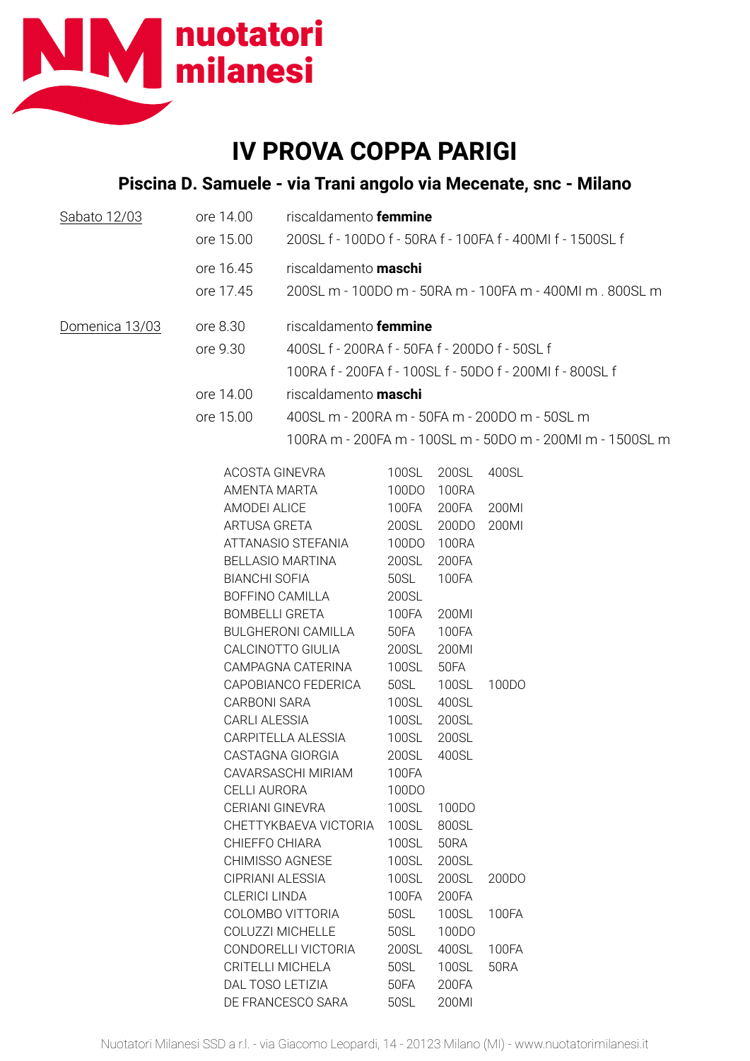nuotatori milanesi

# IV PROVA COPPA PARIGI

## Piscina D. Samuele - via Trani angolo via Mecenate, snc - Milano

| | | |
|---|---|---|
| Sabato 12/03 | ore 14.00 | riscaldamento **femmine** |
| | ore 15.00 | 200SL f - 100DO f - 50RA f - 100FA f - 400MI f - 1500SL f |
| | ore 16.45 | riscaldamento **maschi** |
| | ore 17.45 | 200SL m - 100DO m - 50RA m - 100FA m - 400MI m . 800SL m |
| Domenica 13/03 | ore 8.30 | riscaldamento **femmine** |
| | ore 9.30 | 400SL f - 200RA f - 50FA f - 200DO f - 50SL f |
| | | 100RA f - 200FA f - 100SL f - 50DO f - 200MI f - 800SL f |
| | ore 14.00 | riscaldamento **maschi** |
| | ore 15.00 | 400SL m - 200RA m - 50FA m - 200DO m - 50SL m |
| | | 100RA m - 200FA m - 100SL m - 50DO m - 200MI m - 1500SL m |

| | | | |
|---|---|---|---|
| ACOSTA GINEVRA | 100SL | 200SL | 400SL |
| AMENTA MARTA | 100DO | 100RA | |
| AMODEI ALICE | 100FA | 200FA | 200MI |
| ARTUSA GRETA | 200SL | 200DO | 200MI |
| ATTANASIO STEFANIA | 100DO | 100RA | |
| BELLASIO MARTINA | 200SL | 200FA | |
| BIANCHI SOFIA | 50SL | 100FA | |
| BOFFINO CAMILLA | 200SL | | |
| BOMBELLI GRETA | 100FA | 200MI | |
| BULGHERONI CAMILLA | 50FA | 100FA | |
| CALCINOTTO GIULIA | 200SL | 200MI | |
| CAMPAGNA CATERINA | 100SL | 50FA | |
| CAPOBIANCO FEDERICA | 50SL | 100SL | 100DO |
| CARBONI SARA | 100SL | 400SL | |
| CARLI ALESSIA | 100SL | 200SL | |
| CARPITELLA ALESSIA | 100SL | 200SL | |
| CASTAGNA GIORGIA | 200SL | 400SL | |
| CAVARSASCHI MIRIAM | 100FA | | |
| CELLI AURORA | 100DO | | |
| CERIANI GINEVRA | 100SL | 100DO | |
| CHETTYKBAEVA VICTORIA | 100SL | 800SL | |
| CHIEFFO CHIARA | 100SL | 50RA | |
| CHIMISSO AGNESE | 100SL | 200SL | |
| CIPRIANI ALESSIA | 100SL | 200SL | 200DO |
| CLERICI LINDA | 100FA | 200FA | |
| COLOMBO VITTORIA | 50SL | 100SL | 100FA |
| COLUZZI MICHELLE | 50SL | 100DO | |
| CONDORELLI VICTORIA | 200SL | 400SL | 100FA |
| CRITELLI MICHELA | 50SL | 100SL | 50RA |
| DAL TOSO LETIZIA | 50FA | 200FA | |
| DE FRANCESCO SARA | 50SL | 200MI | |

Nuotatori Milanesi SSD a r.l. - via Giacomo Leopardi, 14 - 20123 Milano (MI) - www.nuotatorimilanesi.it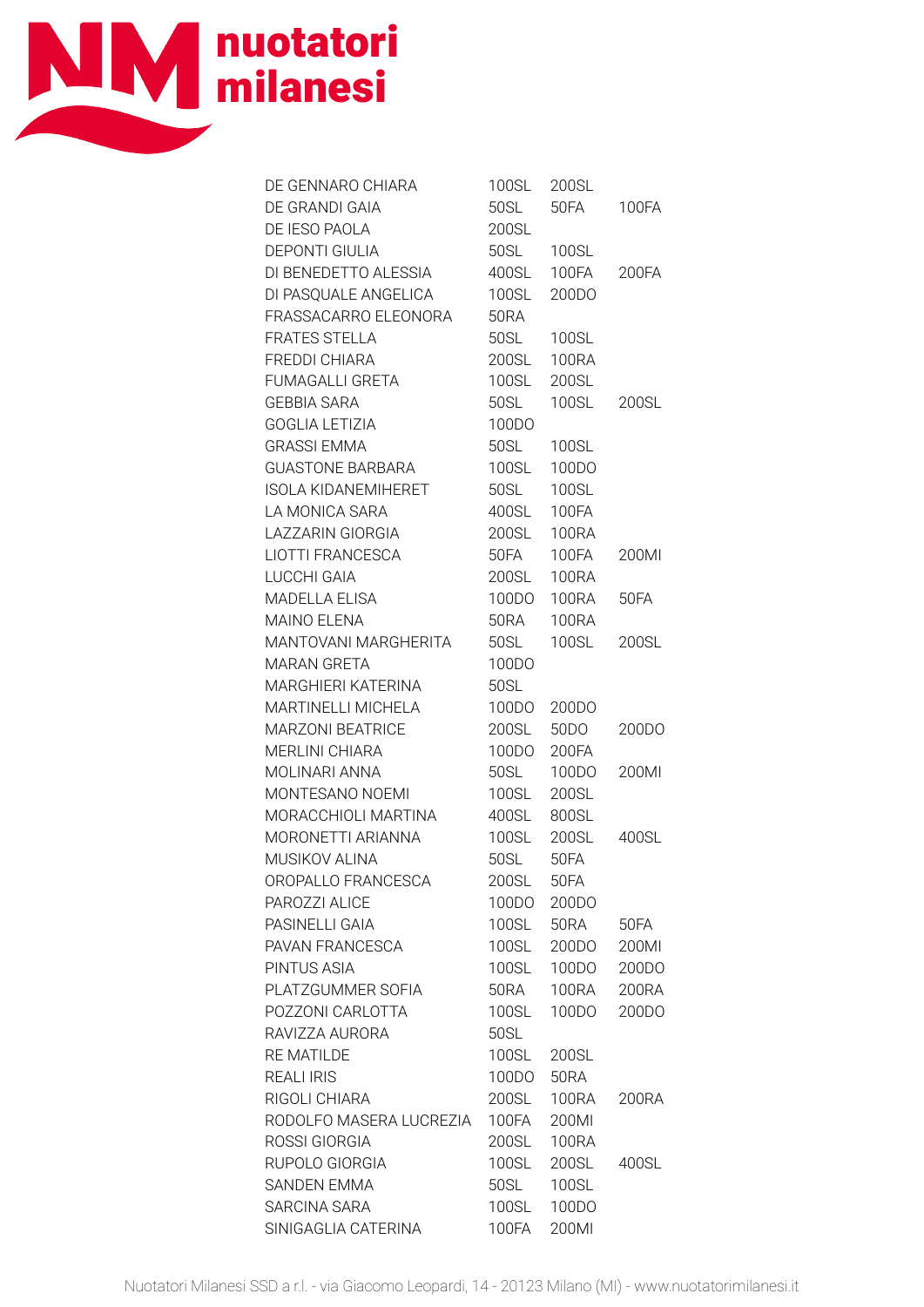| | | | |
|---|---|---|---|
| DE GENNARO CHIARA | 100SL | 200SL | |
| DE GRANDI GAIA | 50SL | 50FA | 100FA |
| DE IESO PAOLA | 200SL | | |
| DEPONTI GIULIA | 50SL | 100SL | |
| DI BENEDETTO ALESSIA | 400SL | 100FA | 200FA |
| DI PASQUALE ANGELICA | 100SL | 200DO | |
| FRASSACARRO ELEONORA | 50RA | | |
| FRATES STELLA | 50SL | 100SL | |
| FREDDI CHIARA | 200SL | 100RA | |
| FUMAGALLI GRETA | 100SL | 200SL | |
| GEBBIA SARA | 50SL | 100SL | 200SL |
| GOGLIA LETIZIA | 100DO | | |
| GRASSI EMMA | 50SL | 100SL | |
| GUASTONE BARBARA | 100SL | 100DO | |
| ISOLA KIDANEMIHERET | 50SL | 100SL | |
| LA MONICA SARA | 400SL | 100FA | |
| LAZZARIN GIORGIA | 200SL | 100RA | |
| LIOTTI FRANCESCA | 50FA | 100FA | 200MI |
| LUCCHI GAIA | 200SL | 100RA | |
| MADELLA ELISA | 100DO | 100RA | 50FA |
| MAINO ELENA | 50RA | 100RA | |
| MANTOVANI MARGHERITA | 50SL | 100SL | 200SL |
| MARAN GRETA | 100DO | | |
| MARGHIERI KATERINA | 50SL | | |
| MARTINELLI MICHELA | 100DO | 200DO | |
| MARZONI BEATRICE | 200SL | 50DO | 200DO |
| MERLINI CHIARA | 100DO | 200FA | |
| MOLINARI ANNA | 50SL | 100DO | 200MI |
| MONTESANO NOEMI | 100SL | 200SL | |
| MORACCHIOLI MARTINA | 400SL | 800SL | |
| MORONETTI ARIANNA | 100SL | 200SL | 400SL |
| MUSIKOV ALINA | 50SL | 50FA | |
| OROPALLO FRANCESCA | 200SL | 50FA | |
| PAROZZI ALICE | 100DO | 200DO | |
| PASINELLI GAIA | 100SL | 50RA | 50FA |
| PAVAN FRANCESCA | 100SL | 200DO | 200MI |
| PINTUS ASIA | 100SL | 100DO | 200DO |
| PLATZGUMMER SOFIA | 50RA | 100RA | 200RA |
| POZZONI CARLOTTA | 100SL | 100DO | 200DO |
| RAVIZZA AURORA | 50SL | | |
| RE MATILDE | 100SL | 200SL | |
| REALI IRIS | 100DO | 50RA | |
| RIGOLI CHIARA | 200SL | 100RA | 200RA |
| RODOLFO MASERA LUCREZIA | 100FA | 200MI | |
| ROSSI GIORGIA | 200SL | 100RA | |
| RUPOLO GIORGIA | 100SL | 200SL | 400SL |
| SANDEN EMMA | 50SL | 100SL | |
| SARCINA SARA | 100SL | 100DO | |
| SINIGAGLIA CATERINA | 100FA | 200MI | |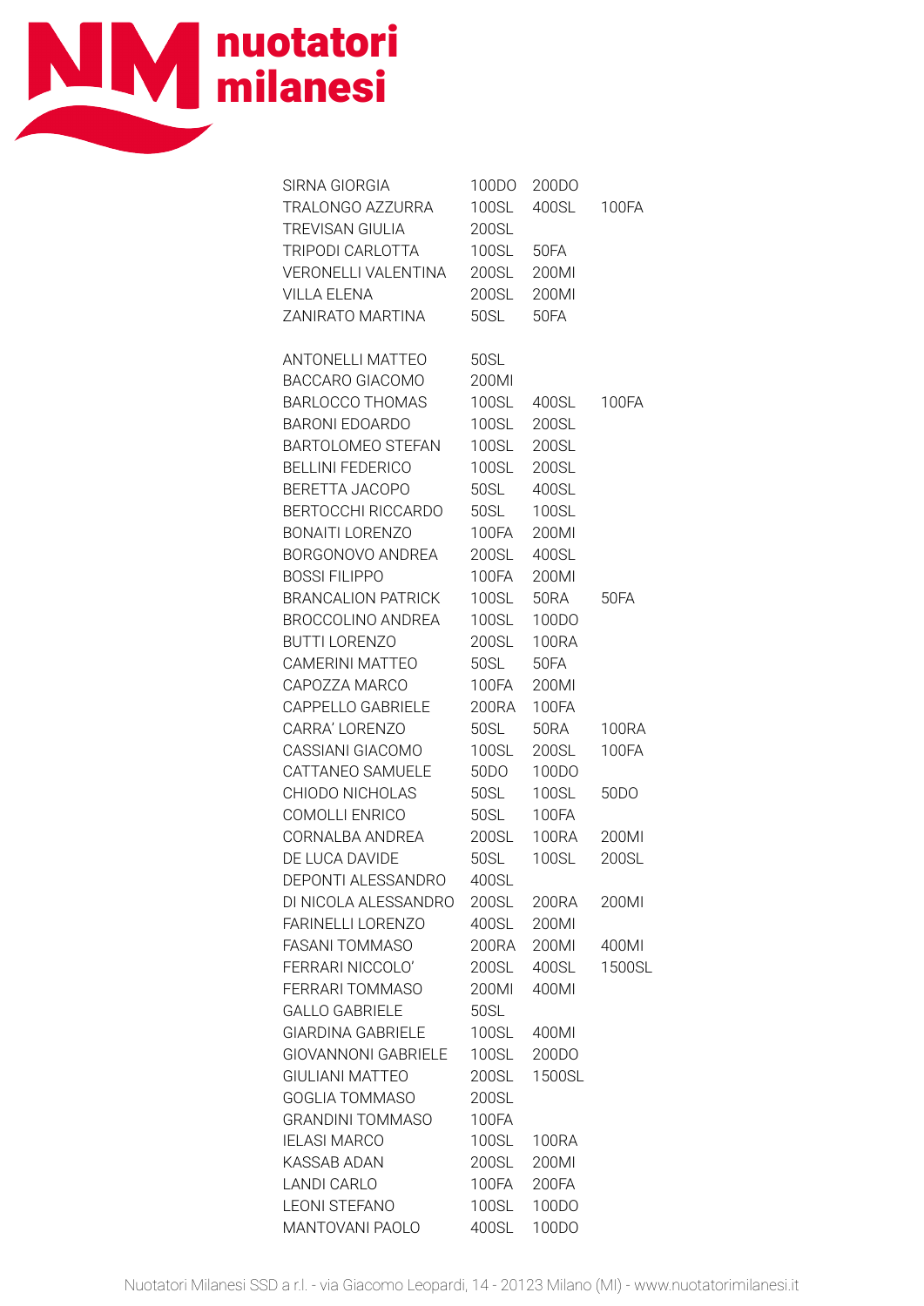| | | | |
|---|---|---|---|
| SIRNA GIORGIA | 100DO | 200DO | |
| TRALONGO AZZURRA | 100SL | 400SL | 100FA |
| TREVISAN GIULIA | 200SL | | |
| TRIPODI CARLOTTA | 100SL | 50FA | |
| VERONELLI VALENTINA | 200SL | 200MI | |
| VILLA ELENA | 200SL | 200MI | |
| ZANIRATO MARTINA | 50SL | 50FA | |

| | | | |
|---|---|---|---|
| ANTONELLI MATTEO | 50SL | | |
| BACCARO GIACOMO | 200MI | | |
| BARLOCCO THOMAS | 100SL | 400SL | 100FA |
| BARONI EDOARDO | 100SL | 200SL | |
| BARTOLOMEO STEFAN | 100SL | 200SL | |
| BELLINI FEDERICO | 100SL | 200SL | |
| BERETTA JACOPO | 50SL | 400SL | |
| BERTOCCHI RICCARDO | 50SL | 100SL | |
| BONAITI LORENZO | 100FA | 200MI | |
| BORGONOVO ANDREA | 200SL | 400SL | |
| BOSSI FILIPPO | 100FA | 200MI | |
| BRANCALION PATRICK | 100SL | 50RA | 50FA |
| BROCCOLINO ANDREA | 100SL | 100DO | |
| BUTTI LORENZO | 200SL | 100RA | |
| CAMERINI MATTEO | 50SL | 50FA | |
| CAPOZZA MARCO | 100FA | 200MI | |
| CAPPELLO GABRIELE | 200RA | 100FA | |
| CARRA' LORENZO | 50SL | 50RA | 100RA |
| CASSIANI GIACOMO | 100SL | 200SL | 100FA |
| CATTANEO SAMUELE | 50DO | 100DO | |
| CHIODO NICHOLAS | 50SL | 100SL | 50DO |
| COMOLLI ENRICO | 50SL | 100FA | |
| CORNALBA ANDREA | 200SL | 100RA | 200MI |
| DE LUCA DAVIDE | 50SL | 100SL | 200SL |
| DEPONTI ALESSANDRO | 400SL | | |
| DI NICOLA ALESSANDRO | 200SL | 200RA | 200MI |
| FARINELLI LORENZO | 400SL | 200MI | |
| FASANI TOMMASO | 200RA | 200MI | 400MI |
| FERRARI NICCOLO' | 200SL | 400SL | 1500SL |
| FERRARI TOMMASO | 200MI | 400MI | |
| GALLO GABRIELE | 50SL | | |
| GIARDINA GABRIELE | 100SL | 400MI | |
| GIOVANNONI GABRIELE | 100SL | 200DO | |
| GIULIANI MATTEO | 200SL | 1500SL | |
| GOGLIA TOMMASO | 200SL | | |
| GRANDINI TOMMASO | 100FA | | |
| IELASI MARCO | 100SL | 100RA | |
| KASSAB ADAN | 200SL | 200MI | |
| LANDI CARLO | 100FA | 200FA | |
| LEONI STEFANO | 100SL | 100DO | |
| MANTOVANI PAOLO | 400SL | 100DO | |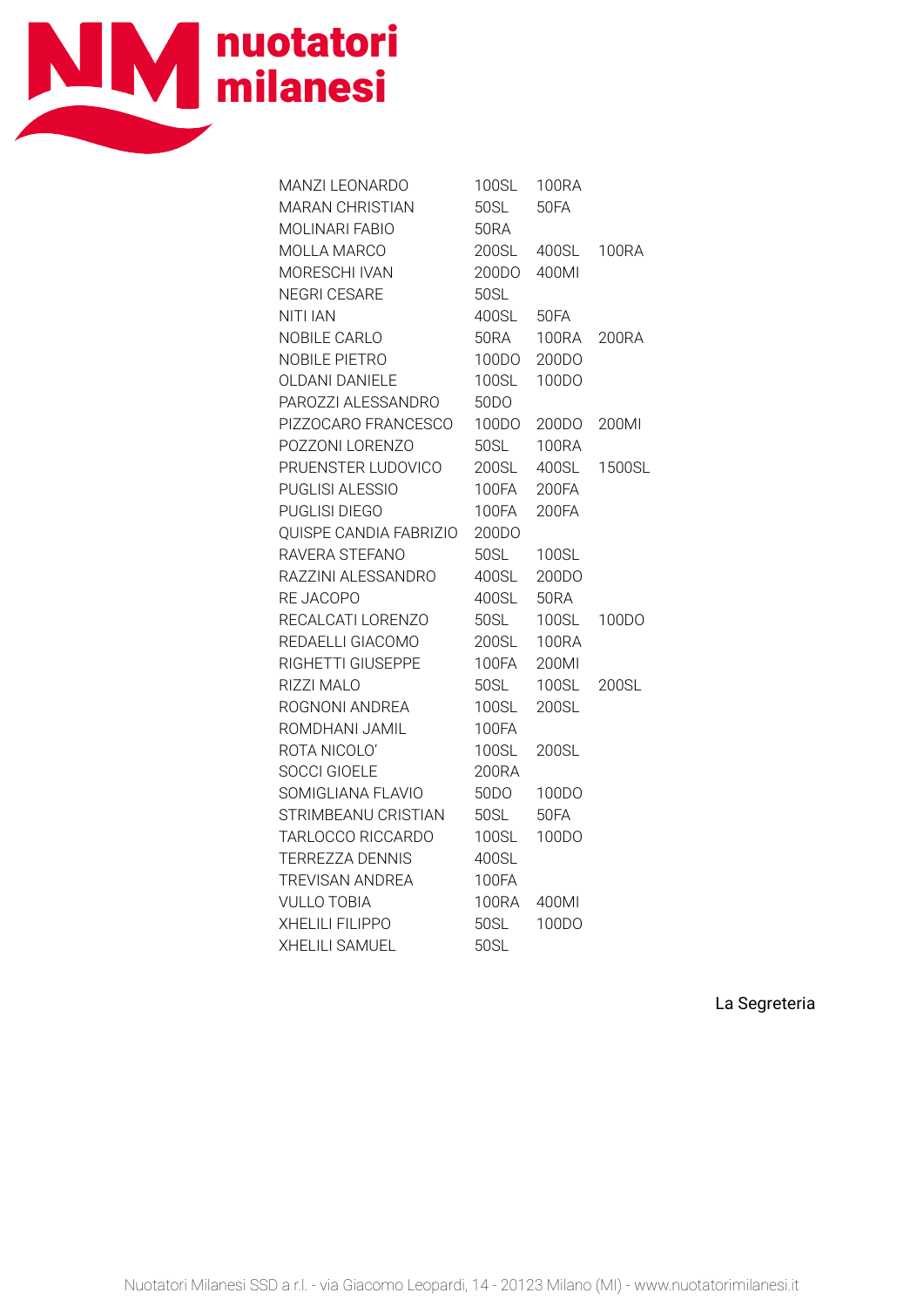| | | | |
|---|---|---|---|
| MANZI LEONARDO | 100SL | 100RA | |
| MARAN CHRISTIAN | 50SL | 50FA | |
| MOLINARI FABIO | 50RA | | |
| MOLLA MARCO | 200SL | 400SL | 100RA |
| MORESCHI IVAN | 200DO | 400MI | |
| NEGRI CESARE | 50SL | | |
| NITI IAN | 400SL | 50FA | |
| NOBILE CARLO | 50RA | 100RA | 200RA |
| NOBILE PIETRO | 100DO | 200DO | |
| OLDANI DANIELE | 100SL | 100DO | |
| PAROZZI ALESSANDRO | 50DO | | |
| PIZZOCARO FRANCESCO | 100DO | 200DO | 200MI |
| POZZONI LORENZO | 50SL | 100RA | |
| PRUENSTER LUDOVICO | 200SL | 400SL | 1500SL |
| PUGLISI ALESSIO | 100FA | 200FA | |
| PUGLISI DIEGO | 100FA | 200FA | |
| QUISPE CANDIA FABRIZIO | 200DO | | |
| RAVERA STEFANO | 50SL | 100SL | |
| RAZZINI ALESSANDRO | 400SL | 200DO | |
| RE JACOPO | 400SL | 50RA | |
| RECALCATI LORENZO | 50SL | 100SL | 100DO |
| REDAELLI GIACOMO | 200SL | 100RA | |
| RIGHETTI GIUSEPPE | 100FA | 200MI | |
| RIZZI MALO | 50SL | 100SL | 200SL |
| ROGNONI ANDREA | 100SL | 200SL | |
| ROMDHANI JAMIL | 100FA | | |
| ROTA NICOLO' | 100SL | 200SL | |
| SOCCI GIOELE | 200RA | | |
| SOMIGLIANA FLAVIO | 50DO | 100DO | |
| STRIMBEANU CRISTIAN | 50SL | 50FA | |
| TARLOCCO RICCARDO | 100SL | 100DO | |
| TERREZZA DENNIS | 400SL | | |
| TREVISAN ANDREA | 100FA | | |
| VULLO TOBIA | 100RA | 400MI | |
| XHELILI FILIPPO | 50SL | 100DO | |
| XHELILI SAMUEL | 50SL | | |

La Segreteria